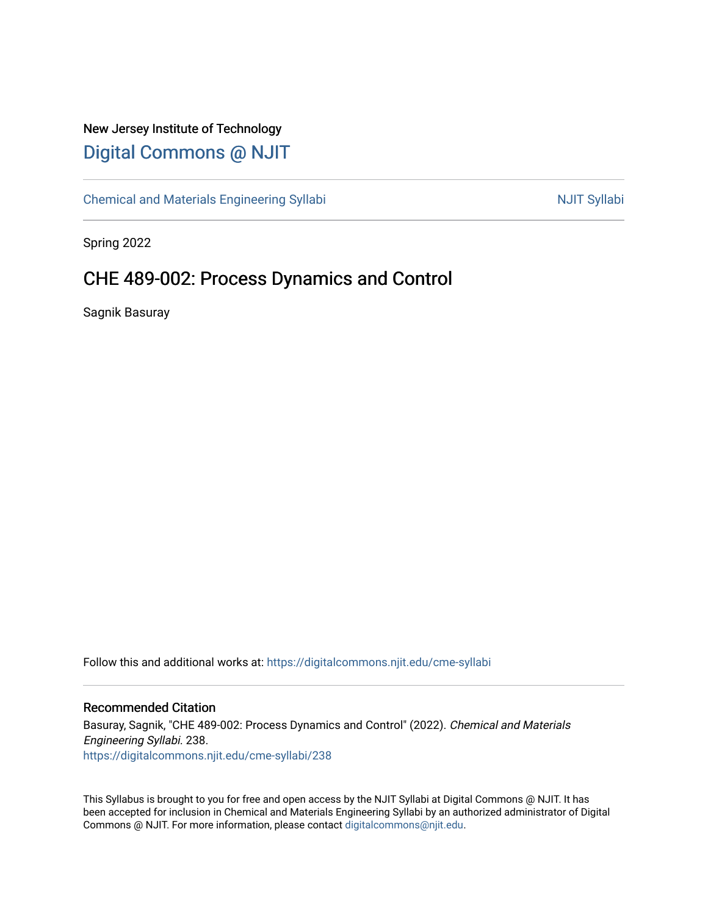New Jersey Institute of Technology

# Digital Commons @ NJIT

Chemical and Materials Engineering Syllabi | NJIT Syllabi

Spring 2022

## CHE 489-002: Process Dynamics and Control

Sagnik Basuray

Follow this and additional works at: https://digitalcommons.njit.edu/cme-syllabi

### Recommended Citation

Basuray, Sagnik, "CHE 489-002: Process Dynamics and Control" (2022). *Chemical and Materials Engineering Syllabi*. 238.
https://digitalcommons.njit.edu/cme-syllabi/238

This Syllabus is brought to you for free and open access by the NJIT Syllabi at Digital Commons @ NJIT. It has been accepted for inclusion in Chemical and Materials Engineering Syllabi by an authorized administrator of Digital Commons @ NJIT. For more information, please contact digitalcommons@njit.edu.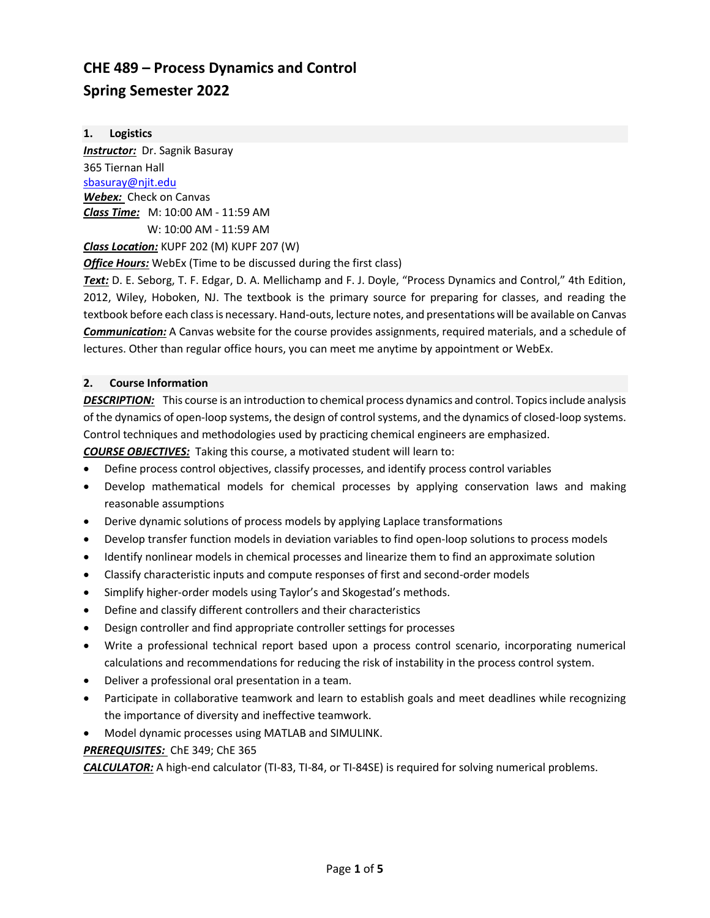# CHE 489 – Process Dynamics and Control

# Spring Semester 2022

## 1. Logistics

***Instructor:*** Dr. Sagnik Basuray
365 Tiernan Hall
sbasuray@njit.edu
***Webex:*** Check on Canvas
***Class Time:*** M: 10:00 AM - 11:59 AM
W: 10:00 AM - 11:59 AM
***Class Location:*** KUPF 202 (M) KUPF 207 (W)
***Office Hours:*** WebEx (Time to be discussed during the first class)
***Text:*** D. E. Seborg, T. F. Edgar, D. A. Mellichamp and F. J. Doyle, "Process Dynamics and Control," 4th Edition, 2012, Wiley, Hoboken, NJ. The textbook is the primary source for preparing for classes, and reading the textbook before each class is necessary. Hand-outs, lecture notes, and presentations will be available on Canvas
***Communication:*** A Canvas website for the course provides assignments, required materials, and a schedule of lectures. Other than regular office hours, you can meet me anytime by appointment or WebEx.

## 2. Course Information

***DESCRIPTION:*** This course is an introduction to chemical process dynamics and control. Topics include analysis of the dynamics of open-loop systems, the design of control systems, and the dynamics of closed-loop systems. Control techniques and methodologies used by practicing chemical engineers are emphasized.

***COURSE OBJECTIVES:*** Taking this course, a motivated student will learn to:

- Define process control objectives, classify processes, and identify process control variables
- Develop mathematical models for chemical processes by applying conservation laws and making reasonable assumptions
- Derive dynamic solutions of process models by applying Laplace transformations
- Develop transfer function models in deviation variables to find open-loop solutions to process models
- Identify nonlinear models in chemical processes and linearize them to find an approximate solution
- Classify characteristic inputs and compute responses of first and second-order models
- Simplify higher-order models using Taylor's and Skogestad's methods.
- Define and classify different controllers and their characteristics
- Design controller and find appropriate controller settings for processes
- Write a professional technical report based upon a process control scenario, incorporating numerical calculations and recommendations for reducing the risk of instability in the process control system.
- Deliver a professional oral presentation in a team.
- Participate in collaborative teamwork and learn to establish goals and meet deadlines while recognizing the importance of diversity and ineffective teamwork.
- Model dynamic processes using MATLAB and SIMULINK.

***PREREQUISITES:*** ChE 349; ChE 365

***CALCULATOR:*** A high-end calculator (TI-83, TI-84, or TI-84SE) is required for solving numerical problems.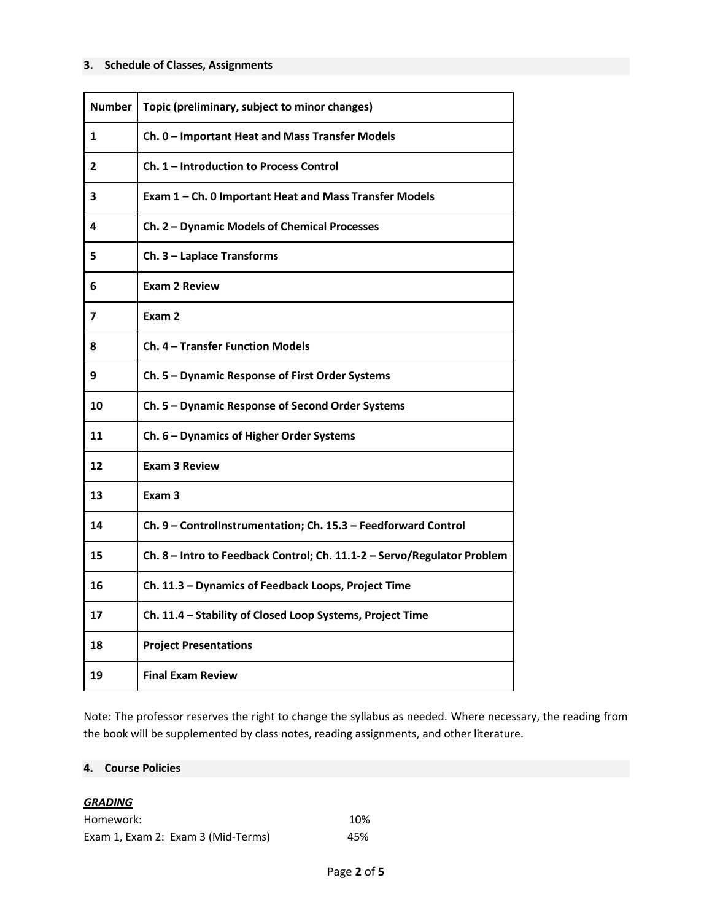### 3. Schedule of Classes, Assignments

| Number | Topic (preliminary, subject to minor changes) |
|---|---|
| **1** | **Ch. 0 – Important Heat and Mass Transfer Models** |
| **2** | **Ch. 1 – Introduction to Process Control** |
| **3** | **Exam 1 – Ch. 0 Important Heat and Mass Transfer Models** |
| **4** | **Ch. 2 – Dynamic Models of Chemical Processes** |
| **5** | **Ch. 3 – Laplace Transforms** |
| **6** | **Exam 2 Review** |
| **7** | **Exam 2** |
| **8** | **Ch. 4 – Transfer Function Models** |
| **9** | **Ch. 5 – Dynamic Response of First Order Systems** |
| **10** | **Ch. 5 – Dynamic Response of Second Order Systems** |
| **11** | **Ch. 6 – Dynamics of Higher Order Systems** |
| **12** | **Exam 3 Review** |
| **13** | **Exam 3** |
| **14** | **Ch. 9 – ControlInstrumentation; Ch. 15.3 – Feedforward Control** |
| **15** | **Ch. 8 – Intro to Feedback Control; Ch. 11.1-2 – Servo/Regulator Problem** |
| **16** | **Ch. 11.3 – Dynamics of Feedback Loops, Project Time** |
| **17** | **Ch. 11.4 – Stability of Closed Loop Systems, Project Time** |
| **18** | **Project Presentations** |
| **19** | **Final Exam Review** |

Note: The professor reserves the right to change the syllabus as needed. Where necessary, the reading from the book will be supplemented by class notes, reading assignments, and other literature.

### 4. Course Policies

***GRADING***

Homework: 10%

Exam 1, Exam 2: Exam 3 (Mid-Terms) 45%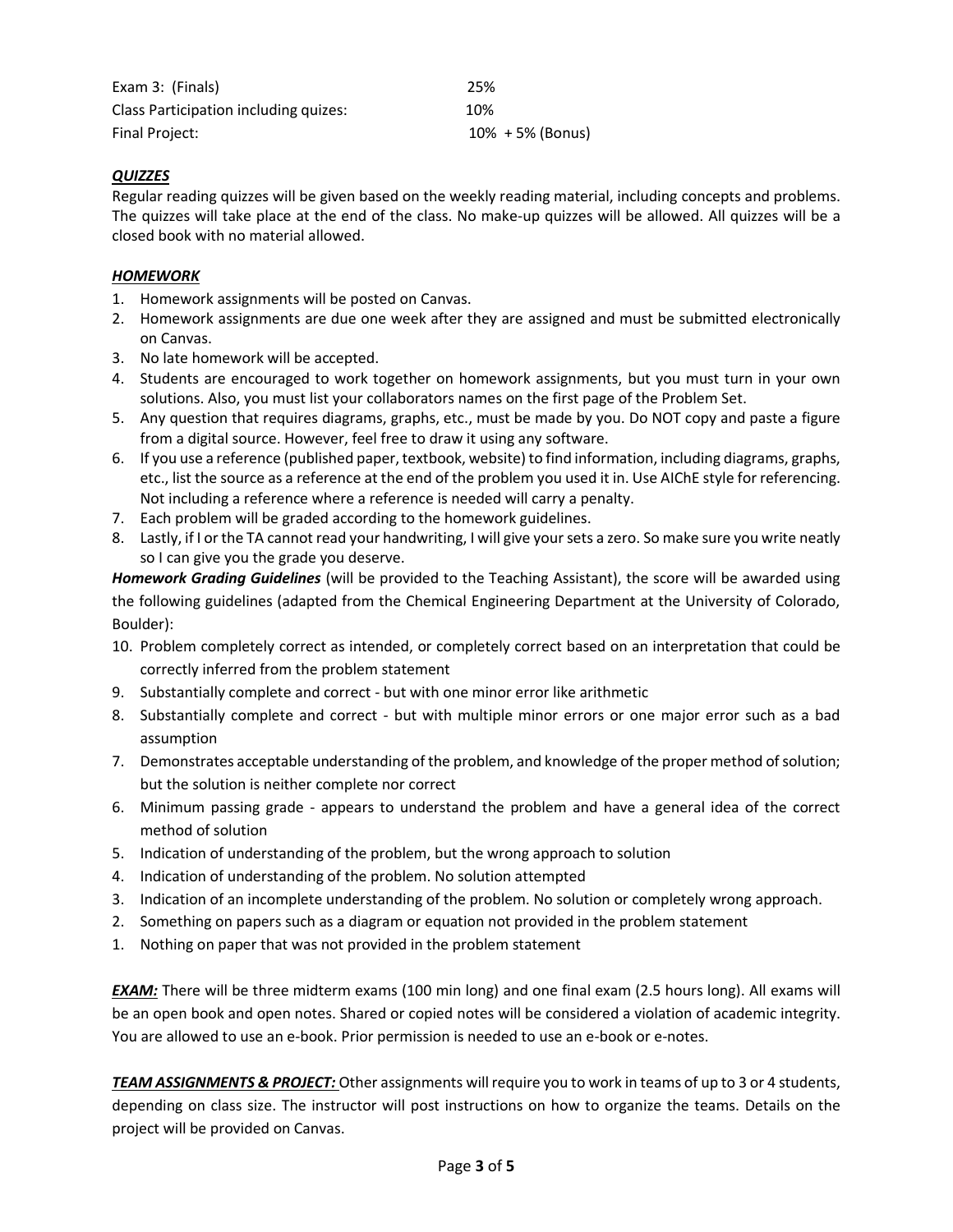| | |
|---|---|
| Exam 3: (Finals) | 25% |
| Class Participation including quizes: | 10% |
| Final Project: | 10% + 5% (Bonus) |

***QUIZZES***

Regular reading quizzes will be given based on the weekly reading material, including concepts and problems. The quizzes will take place at the end of the class. No make-up quizzes will be allowed. All quizzes will be a closed book with no material allowed.

***HOMEWORK***

1. Homework assignments will be posted on Canvas.
2. Homework assignments are due one week after they are assigned and must be submitted electronically on Canvas.
3. No late homework will be accepted.
4. Students are encouraged to work together on homework assignments, but you must turn in your own solutions. Also, you must list your collaborators names on the first page of the Problem Set.
5. Any question that requires diagrams, graphs, etc., must be made by you. Do NOT copy and paste a figure from a digital source. However, feel free to draw it using any software.
6. If you use a reference (published paper, textbook, website) to find information, including diagrams, graphs, etc., list the source as a reference at the end of the problem you used it in. Use AIChE style for referencing. Not including a reference where a reference is needed will carry a penalty.
7. Each problem will be graded according to the homework guidelines.
8. Lastly, if I or the TA cannot read your handwriting, I will give your sets a zero. So make sure you write neatly so I can give you the grade you deserve.

***Homework Grading Guidelines*** (will be provided to the Teaching Assistant), the score will be awarded using the following guidelines (adapted from the Chemical Engineering Department at the University of Colorado, Boulder):

10. Problem completely correct as intended, or completely correct based on an interpretation that could be correctly inferred from the problem statement
9. Substantially complete and correct - but with one minor error like arithmetic
8. Substantially complete and correct - but with multiple minor errors or one major error such as a bad assumption
7. Demonstrates acceptable understanding of the problem, and knowledge of the proper method of solution; but the solution is neither complete nor correct
6. Minimum passing grade - appears to understand the problem and have a general idea of the correct method of solution
5. Indication of understanding of the problem, but the wrong approach to solution
4. Indication of understanding of the problem. No solution attempted
3. Indication of an incomplete understanding of the problem. No solution or completely wrong approach.
2. Something on papers such as a diagram or equation not provided in the problem statement
1. Nothing on paper that was not provided in the problem statement

***EXAM:*** There will be three midterm exams (100 min long) and one final exam (2.5 hours long). All exams will be an open book and open notes. Shared or copied notes will be considered a violation of academic integrity. You are allowed to use an e-book. Prior permission is needed to use an e-book or e-notes.

***TEAM ASSIGNMENTS & PROJECT:*** Other assignments will require you to work in teams of up to 3 or 4 students, depending on class size. The instructor will post instructions on how to organize the teams. Details on the project will be provided on Canvas.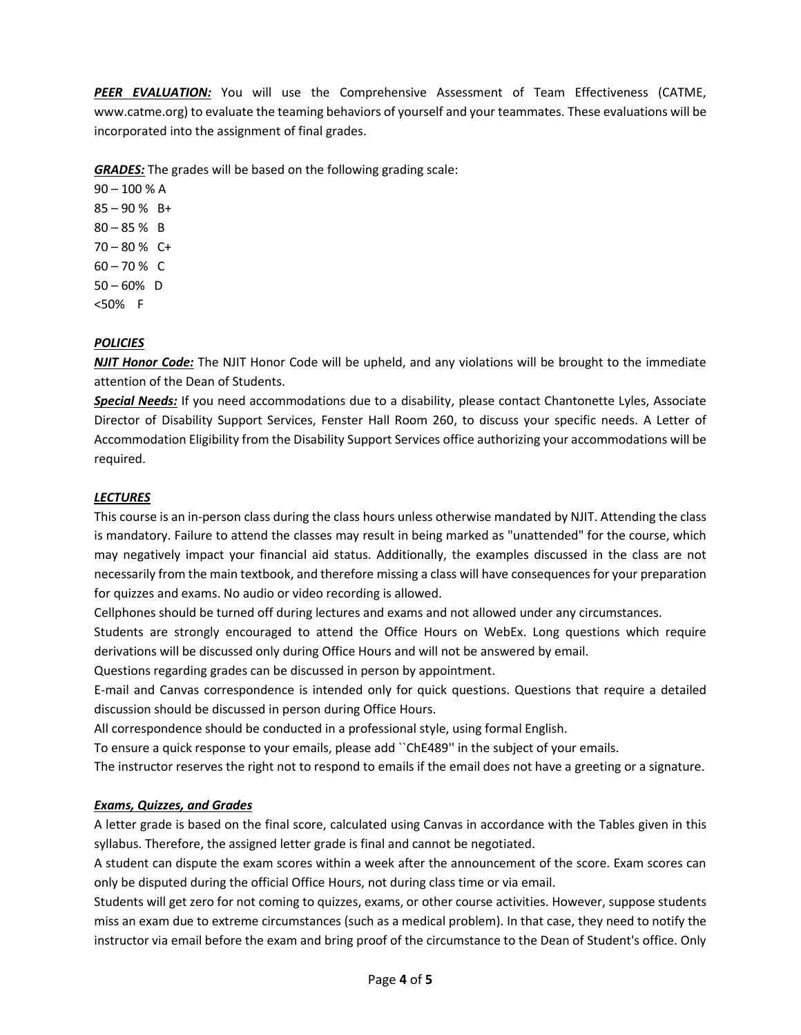***PEER EVALUATION:*** You will use the Comprehensive Assessment of Team Effectiveness (CATME, www.catme.org) to evaluate the teaming behaviors of yourself and your teammates. These evaluations will be incorporated into the assignment of final grades.

***GRADES:*** The grades will be based on the following grading scale:

90 – 100 % A
85 – 90 % B+
80 – 85 % B
70 – 80 % C+
60 – 70 % C
50 – 60% D
<50% F

## ***POLICIES***

***NJIT Honor Code:*** The NJIT Honor Code will be upheld, and any violations will be brought to the immediate attention of the Dean of Students.

***Special Needs:*** If you need accommodations due to a disability, please contact Chantonette Lyles, Associate Director of Disability Support Services, Fenster Hall Room 260, to discuss your specific needs. A Letter of Accommodation Eligibility from the Disability Support Services office authorizing your accommodations will be required.

## ***LECTURES***

This course is an in-person class during the class hours unless otherwise mandated by NJIT. Attending the class is mandatory. Failure to attend the classes may result in being marked as "unattended" for the course, which may negatively impact your financial aid status. Additionally, the examples discussed in the class are not necessarily from the main textbook, and therefore missing a class will have consequences for your preparation for quizzes and exams. No audio or video recording is allowed.

Cellphones should be turned off during lectures and exams and not allowed under any circumstances.

Students are strongly encouraged to attend the Office Hours on WebEx. Long questions which require derivations will be discussed only during Office Hours and will not be answered by email.

Questions regarding grades can be discussed in person by appointment.

E-mail and Canvas correspondence is intended only for quick questions. Questions that require a detailed discussion should be discussed in person during Office Hours.

All correspondence should be conducted in a professional style, using formal English.

To ensure a quick response to your emails, please add ``ChE489'' in the subject of your emails.

The instructor reserves the right not to respond to emails if the email does not have a greeting or a signature.

## ***Exams, Quizzes, and Grades***

A letter grade is based on the final score, calculated using Canvas in accordance with the Tables given in this syllabus. Therefore, the assigned letter grade is final and cannot be negotiated.

A student can dispute the exam scores within a week after the announcement of the score. Exam scores can only be disputed during the official Office Hours, not during class time or via email.

Students will get zero for not coming to quizzes, exams, or other course activities. However, suppose students miss an exam due to extreme circumstances (such as a medical problem). In that case, they need to notify the instructor via email before the exam and bring proof of the circumstance to the Dean of Student's office. Only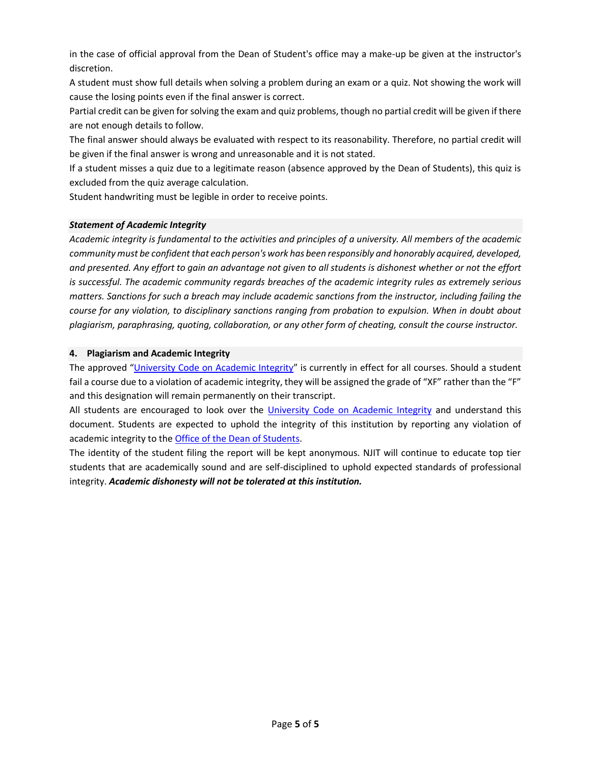in the case of official approval from the Dean of Student's office may a make-up be given at the instructor's discretion.

A student must show full details when solving a problem during an exam or a quiz. Not showing the work will cause the losing points even if the final answer is correct.

Partial credit can be given for solving the exam and quiz problems, though no partial credit will be given if there are not enough details to follow.

The final answer should always be evaluated with respect to its reasonability. Therefore, no partial credit will be given if the final answer is wrong and unreasonable and it is not stated.

If a student misses a quiz due to a legitimate reason (absence approved by the Dean of Students), this quiz is excluded from the quiz average calculation.

Student handwriting must be legible in order to receive points.

***Statement of Academic Integrity***

*Academic integrity is fundamental to the activities and principles of a university. All members of the academic community must be confident that each person's work has been responsibly and honorably acquired, developed, and presented. Any effort to gain an advantage not given to all students is dishonest whether or not the effort is successful. The academic community regards breaches of the academic integrity rules as extremely serious matters. Sanctions for such a breach may include academic sanctions from the instructor, including failing the course for any violation, to disciplinary sanctions ranging from probation to expulsion. When in doubt about plagiarism, paraphrasing, quoting, collaboration, or any other form of cheating, consult the course instructor.*

## 4. Plagiarism and Academic Integrity

The approved "University Code on Academic Integrity" is currently in effect for all courses. Should a student fail a course due to a violation of academic integrity, they will be assigned the grade of "XF" rather than the "F" and this designation will remain permanently on their transcript.

All students are encouraged to look over the University Code on Academic Integrity and understand this document. Students are expected to uphold the integrity of this institution by reporting any violation of academic integrity to the Office of the Dean of Students.

The identity of the student filing the report will be kept anonymous. NJIT will continue to educate top tier students that are academically sound and are self-disciplined to uphold expected standards of professional integrity. ***Academic dishonesty will not be tolerated at this institution.***